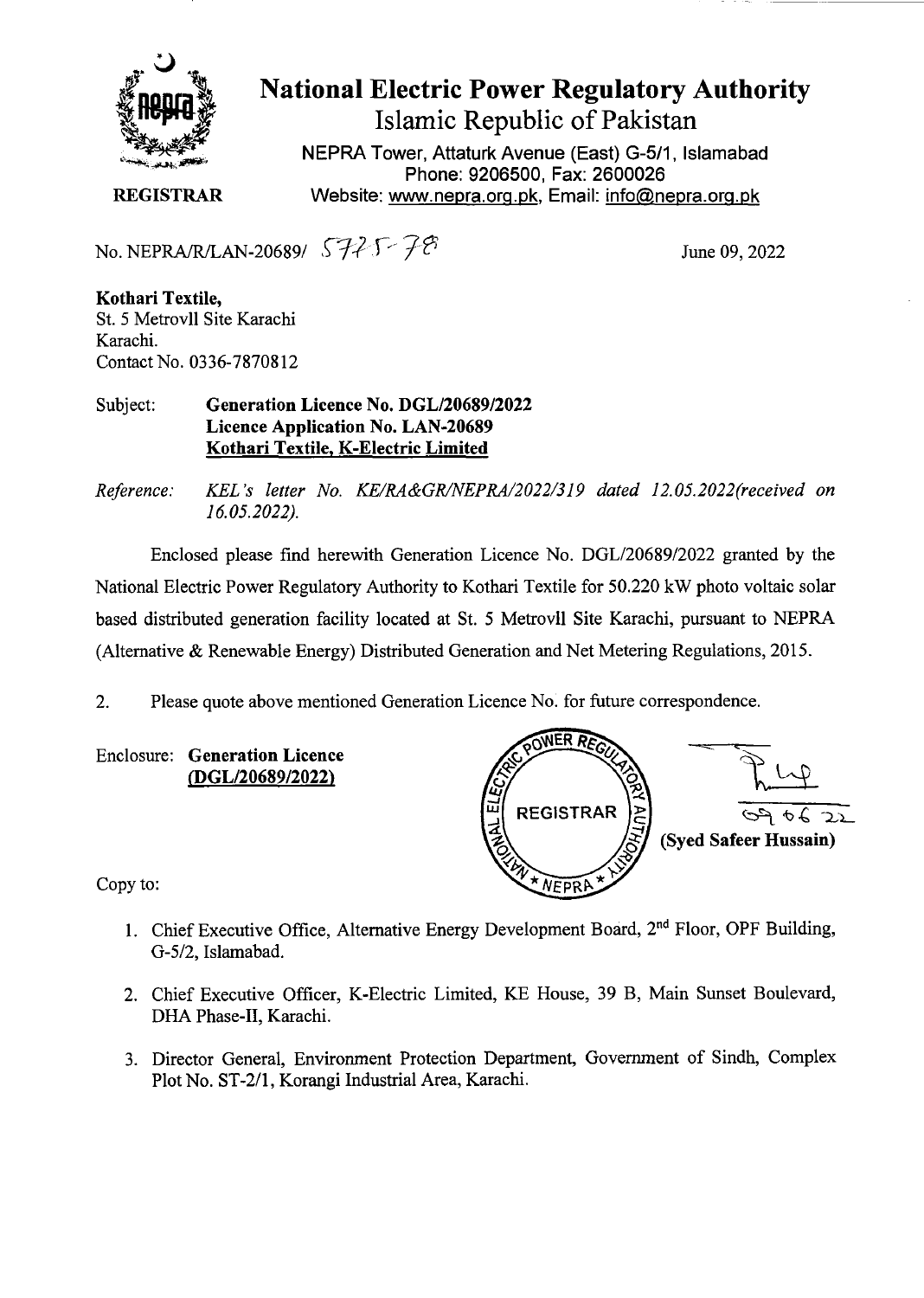# National Electric Power Regulatory Authority

## Islamic Republic of Pakistan

NEPRA Tower, Attaturk Avenue (East) G-5/1, Islamabad
Phone: 9206500, Fax: 2600026
Website: www.nepra.org.pk, Email: info@nepra.org.pk

**REGISTRAR**

No. NEPRA/R/LAN-20689/ 5725-78

June 09, 2022

**Kothari Textile,**
St. 5 Metrovll Site Karachi
Karachi.
Contact No. 0336-7870812

Subject: **Generation Licence No. DGL/20689/2022**
**Licence Application No. LAN-20689**
**Kothari Textile, K-Electric Limited**

*Reference: KEL's letter No. KE/RA&GR/NEPRA/2022/319 dated 12.05.2022(received on 16.05.2022).*

Enclosed please find herewith Generation Licence No. DGL/20689/2022 granted by the National Electric Power Regulatory Authority to Kothari Textile for 50.220 kW photo voltaic solar based distributed generation facility located at St. 5 Metrovll Site Karachi, pursuant to NEPRA (Alternative & Renewable Energy) Distributed Generation and Net Metering Regulations, 2015.

2. Please quote above mentioned Generation Licence No. for future correspondence.

Enclosure: **Generation Licence**
**(DGL/20689/2022)**

09 06 22
**(Syed Safeer Hussain)**

Copy to:

1. Chief Executive Office, Alternative Energy Development Board, 2nd Floor, OPF Building, G-5/2, Islamabad.

2. Chief Executive Officer, K-Electric Limited, KE House, 39 B, Main Sunset Boulevard, DHA Phase-II, Karachi.

3. Director General, Environment Protection Department, Government of Sindh, Complex Plot No. ST-2/1, Korangi Industrial Area, Karachi.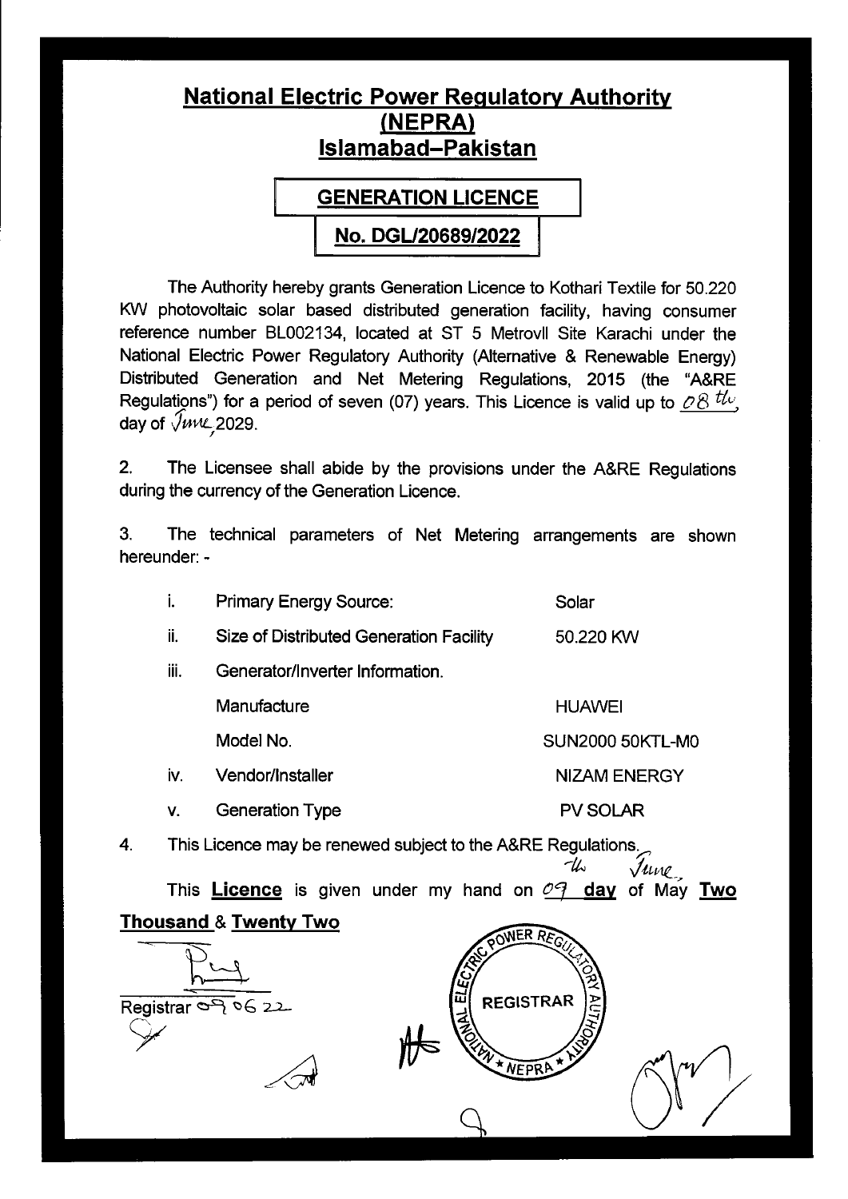# National Electric Power Regulatory Authority (NEPRA) Islamabad–Pakistan

## GENERATION LICENCE

## No. DGL/20689/2022

The Authority hereby grants Generation Licence to Kothari Textile for 50.220 KW photovoltaic solar based distributed generation facility, having consumer reference number BL002134, located at ST 5 Metrovll Site Karachi under the National Electric Power Regulatory Authority (Alternative & Renewable Energy) Distributed Generation and Net Metering Regulations, 2015 (the "A&RE Regulations") for a period of seven (07) years. This Licence is valid up to 08 th day of June 2029.

2. The Licensee shall abide by the provisions under the A&RE Regulations during the currency of the Generation Licence.

3. The technical parameters of Net Metering arrangements are shown hereunder: -

| | | |
|---|---|---|
| i. | Primary Energy Source: | Solar |
| ii. | Size of Distributed Generation Facility | 50.220 KW |
| iii. | Generator/Inverter Information. | |
| | Manufacture | HUAWEI |
| | Model No. | SUN2000 50KTL-M0 |
| iv. | Vendor/Installer | NIZAM ENERGY |
| v. | Generation Type | PV SOLAR |

4. This Licence may be renewed subject to the A&RE Regulations.

This **Licence** is given under my hand on 09 th **day** of ~~May~~ June **Two Thousand** & **Twenty Two**

Registrar 09 06 22

REGISTRAR

NATIONAL ELECTRIC POWER REGULATORY AUTHORITY ★ NEPRA ★